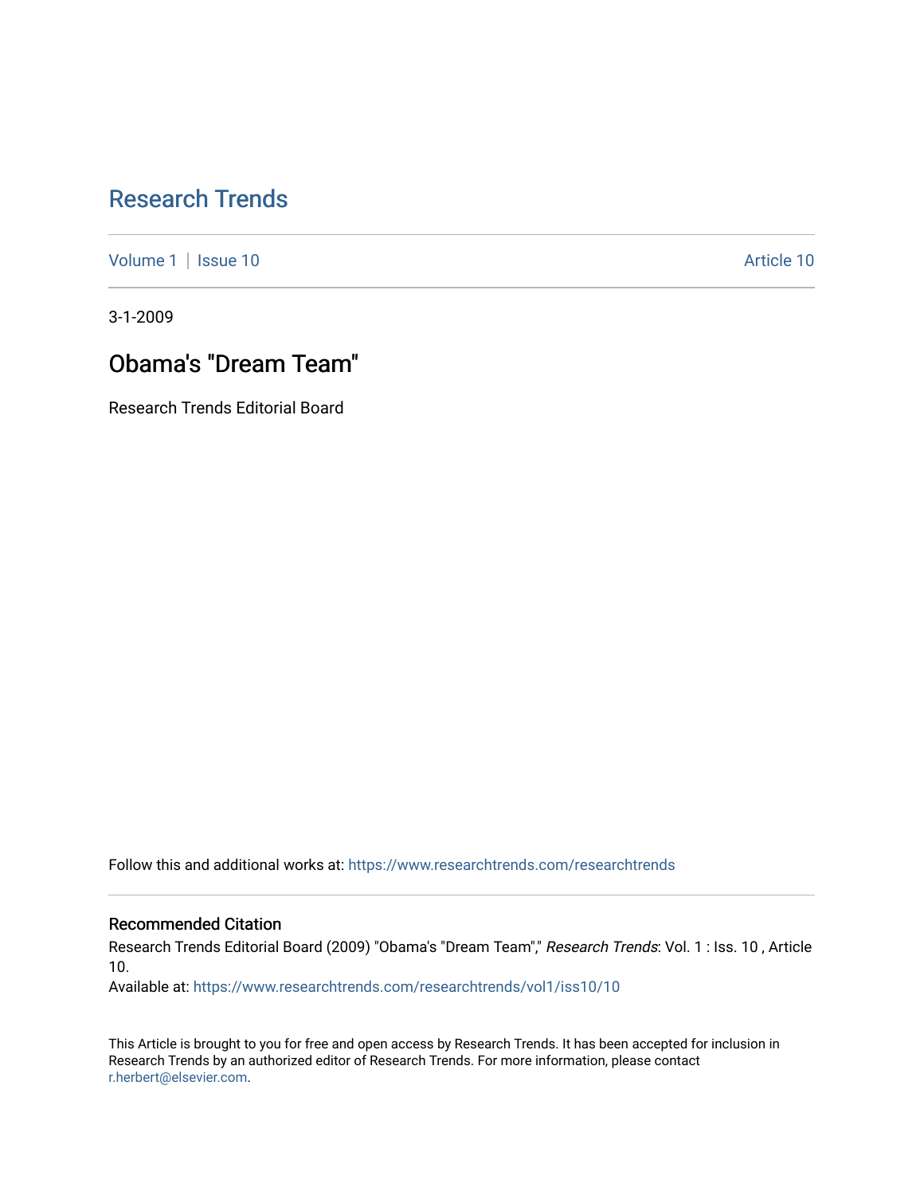# Research Trends

Volume 1 | Issue 10 Article 10

3-1-2009

## Obama's "Dream Team"

Research Trends Editorial Board

Follow this and additional works at: https://www.researchtrends.com/researchtrends

### Recommended Citation

Research Trends Editorial Board (2009) "Obama's "Dream Team"," *Research Trends*: Vol. 1 : Iss. 10 , Article 10.

Available at: https://www.researchtrends.com/researchtrends/vol1/iss10/10

This Article is brought to you for free and open access by Research Trends. It has been accepted for inclusion in Research Trends by an authorized editor of Research Trends. For more information, please contact r.herbert@elsevier.com.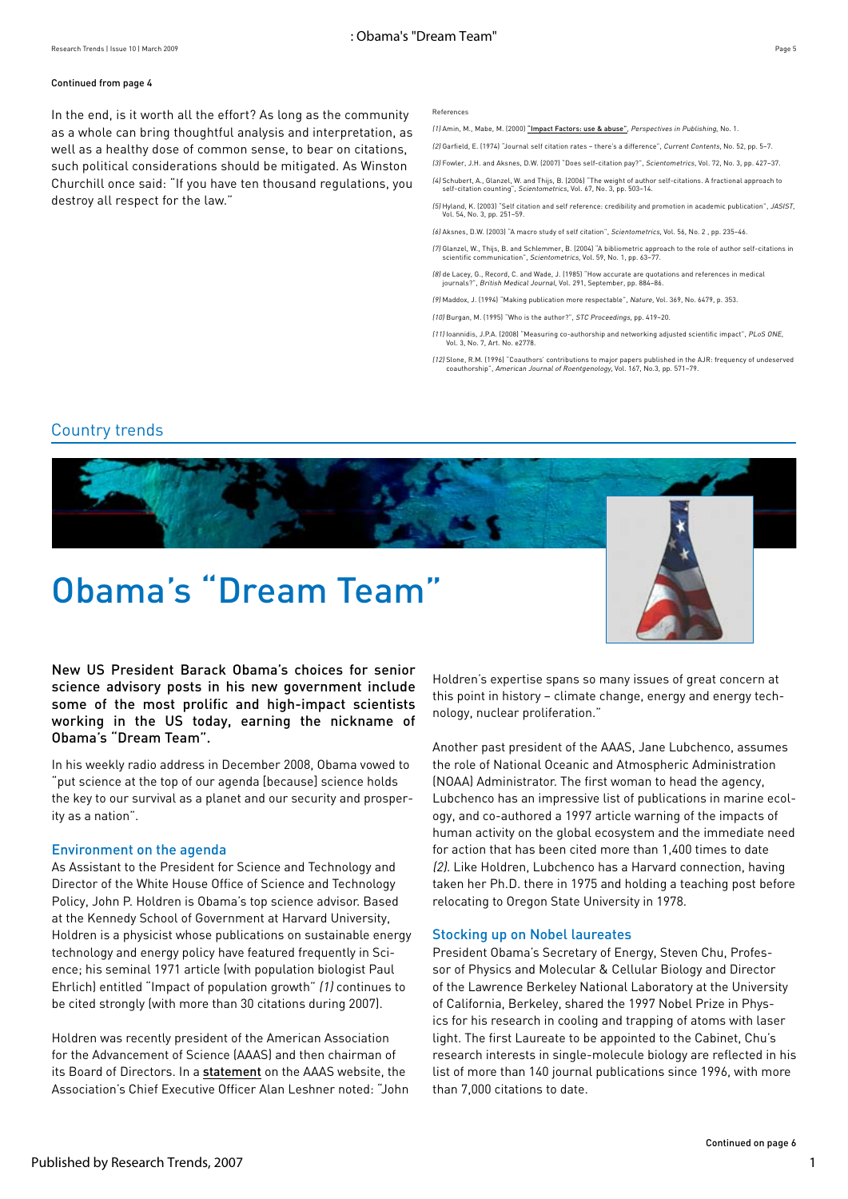Continued from page 4

In the end, is it worth all the effort? As long as the community as a whole can bring thoughtful analysis and interpretation, as well as a healthy dose of common sense, to bear on citations, such political considerations should be mitigated. As Winston Churchill once said: "If you have ten thousand regulations, you destroy all respect for the law."

References

*(1)* Amin, M., Mabe, M. (2000) "Impact Factors: use & abuse", *Perspectives in Publishing*, No. 1.

*(2)* Garfield, E. (1974) "Journal self citation rates – there's a difference", *Current Contents*, No. 52, pp. 5–7.

*(3)* Fowler, J.H. and Aksnes, D.W. (2007) "Does self-citation pay?", *Scientometrics*, Vol. 72, No. 3, pp. 427–37.

*(4)* Schubert, A., Glanzel, W. and Thijs, B. (2006) "The weight of author self-citations. A fractional approach to self-citation counting", *Scientometrics*, Vol. 67, No. 3, pp. 503–14.

*(5)* Hyland, K. (2003) "Self citation and self reference: credibility and promotion in academic publication", *JASIST*, Vol. 54, No. 3, pp. 251–59.

*(6)* Aksnes, D.W. (2003) "A macro study of self citation", *Scientometrics*, Vol. 56, No. 2 , pp. 235–46.

*(7)* Glanzel, W., Thijs, B. and Schlemmer, B. (2004) "A bibliometric approach to the role of author self-citations in scientific communication", *Scientometrics*, Vol. 59, No. 1, pp. 63–77.

*(8)* de Lacey, G., Record, C. and Wade, J. (1985) "How accurate are quotations and references in medical journals?", *British Medical Journal*, Vol. 291, September, pp. 884–86.

*(9)* Maddox, J. (1994) "Making publication more respectable", *Nature*, Vol. 369, No. 6479, p. 353.

*(10)* Burgan, M. (1995) "Who is the author?", *STC Proceedings*, pp. 419–20.

*(11)* Ioannidis, J.P.A. (2008) "Measuring co-authorship and networking adjusted scientific impact", *PLoS ONE*, Vol. 3, No. 7, Art. No. e2778.

*(12)* Slone, R.M. (1996) "Coauthors' contributions to major papers published in the AJR: frequency of undeserved coauthorship", *American Journal of Roentgenology*, Vol. 167, No.3, pp. 571–79.

## Country trends

# Obama's "Dream Team"

**New US President Barack Obama's choices for senior science advisory posts in his new government include some of the most prolific and high-impact scientists working in the US today, earning the nickname of Obama's "Dream Team".**

In his weekly radio address in December 2008, Obama vowed to "put science at the top of our agenda [because] science holds the key to our survival as a planet and our security and prosperity as a nation".

### Environment on the agenda

As Assistant to the President for Science and Technology and Director of the White House Office of Science and Technology Policy, John P. Holdren is Obama's top science advisor. Based at the Kennedy School of Government at Harvard University, Holdren is a physicist whose publications on sustainable energy technology and energy policy have featured frequently in Science; his seminal 1971 article (with population biologist Paul Ehrlich) entitled "Impact of population growth" *(1)* continues to be cited strongly (with more than 30 citations during 2007).

Holdren was recently president of the American Association for the Advancement of Science (AAAS) and then chairman of its Board of Directors. In a **statement** on the AAAS website, the Association's Chief Executive Officer Alan Leshner noted: "John Holdren's expertise spans so many issues of great concern at this point in history – climate change, energy and energy technology, nuclear proliferation."

Another past president of the AAAS, Jane Lubchenco, assumes the role of National Oceanic and Atmospheric Administration (NOAA) Administrator. The first woman to head the agency, Lubchenco has an impressive list of publications in marine ecology, and co-authored a 1997 article warning of the impacts of human activity on the global ecosystem and the immediate need for action that has been cited more than 1,400 times to date *(2)*. Like Holdren, Lubchenco has a Harvard connection, having taken her Ph.D. there in 1975 and holding a teaching post before relocating to Oregon State University in 1978.

### Stocking up on Nobel laureates

President Obama's Secretary of Energy, Steven Chu, Professor of Physics and Molecular & Cellular Biology and Director of the Lawrence Berkeley National Laboratory at the University of California, Berkeley, shared the 1997 Nobel Prize in Physics for his research in cooling and trapping of atoms with laser light. The first Laureate to be appointed to the Cabinet, Chu's research interests in single-molecule biology are reflected in his list of more than 140 journal publications since 1996, with more than 7,000 citations to date.

Continued on page 6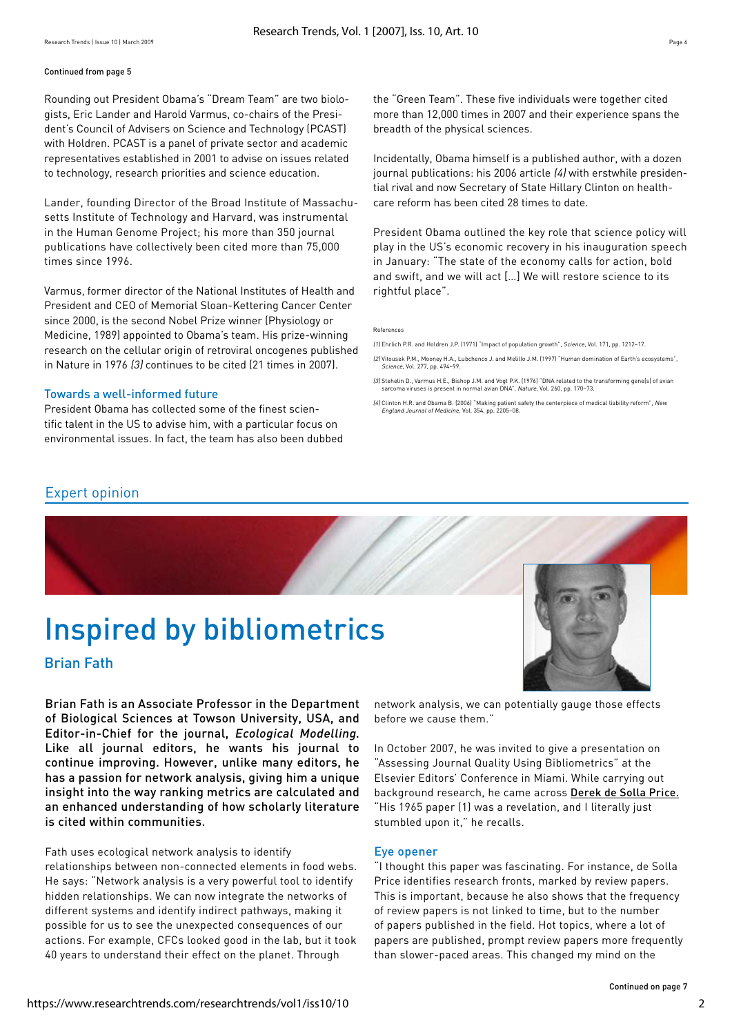Continued from page 5

Rounding out President Obama's "Dream Team" are two biologists, Eric Lander and Harold Varmus, co-chairs of the President's Council of Advisers on Science and Technology (PCAST) with Holdren. PCAST is a panel of private sector and academic representatives established in 2001 to advise on issues related to technology, research priorities and science education.

Lander, founding Director of the Broad Institute of Massachusetts Institute of Technology and Harvard, was instrumental in the Human Genome Project; his more than 350 journal publications have collectively been cited more than 75,000 times since 1996.

Varmus, former director of the National Institutes of Health and President and CEO of Memorial Sloan-Kettering Cancer Center since 2000, is the second Nobel Prize winner (Physiology or Medicine, 1989) appointed to Obama's team. His prize-winning research on the cellular origin of retroviral oncogenes published in Nature in 1976 *(3)* continues to be cited (21 times in 2007).

### Towards a well-informed future

President Obama has collected some of the finest scientific talent in the US to advise him, with a particular focus on environmental issues. In fact, the team has also been dubbed the "Green Team". These five individuals were together cited more than 12,000 times in 2007 and their experience spans the breadth of the physical sciences.

Incidentally, Obama himself is a published author, with a dozen journal publications: his 2006 article *(4)* with erstwhile presidential rival and now Secretary of State Hillary Clinton on healthcare reform has been cited 28 times to date.

President Obama outlined the key role that science policy will play in the US's economic recovery in his inauguration speech in January: "The state of the economy calls for action, bold and swift, and we will act [...] We will restore science to its rightful place".

References

*(1)* Ehrlich P.R. and Holdren J.P. (1971) "Impact of population growth", *Science*, Vol. 171, pp. 1212–17.

*(2)* Vitousek P.M., Mooney H.A., Lubchenco J. and Melillo J.M. (1997) "Human domination of Earth's ecosystems", *Science*, Vol. 277, pp. 494–99.

*(3)* Stehelin D., Varmus H.E., Bishop J.M. and Vogt P.K. (1976) "DNA related to the transforming gene(s) of avian sarcoma viruses is present in normal avian DNA", *Nature*, Vol. 260, pp. 170–73.

*(4)* Clinton H.R. and Obama B. (2006) "Making patient safety the centerpiece of medical liability reform", *New England Journal of Medicine*, Vol. 354, pp. 2205–08.

## Expert opinion

# Inspired by bibliometrics

### Brian Fath

**Brian Fath is an Associate Professor in the Department of Biological Sciences at Towson University, USA, and Editor-in-Chief for the journal, *Ecological Modelling*. Like all journal editors, he wants his journal to continue improving. However, unlike many editors, he has a passion for network analysis, giving him a unique insight into the way ranking metrics are calculated and an enhanced understanding of how scholarly literature is cited within communities.**

Fath uses ecological network analysis to identify relationships between non-connected elements in food webs. He says: "Network analysis is a very powerful tool to identify hidden relationships. We can now integrate the networks of different systems and identify indirect pathways, making it possible for us to see the unexpected consequences of our actions. For example, CFCs looked good in the lab, but it took 40 years to understand their effect on the planet. Through network analysis, we can potentially gauge those effects before we cause them."

In October 2007, he was invited to give a presentation on "Assessing Journal Quality Using Bibliometrics" at the Elsevier Editors' Conference in Miami. While carrying out background research, he came across Derek de Solla Price. "His 1965 paper (1) was a revelation, and I literally just stumbled upon it," he recalls.

### Eye opener

"I thought this paper was fascinating. For instance, de Solla Price identifies research fronts, marked by review papers. This is important, because he also shows that the frequency of review papers is not linked to time, but to the number of papers published in the field. Hot topics, where a lot of papers are published, prompt review papers more frequently than slower-paced areas. This changed my mind on the

Continued on page 7